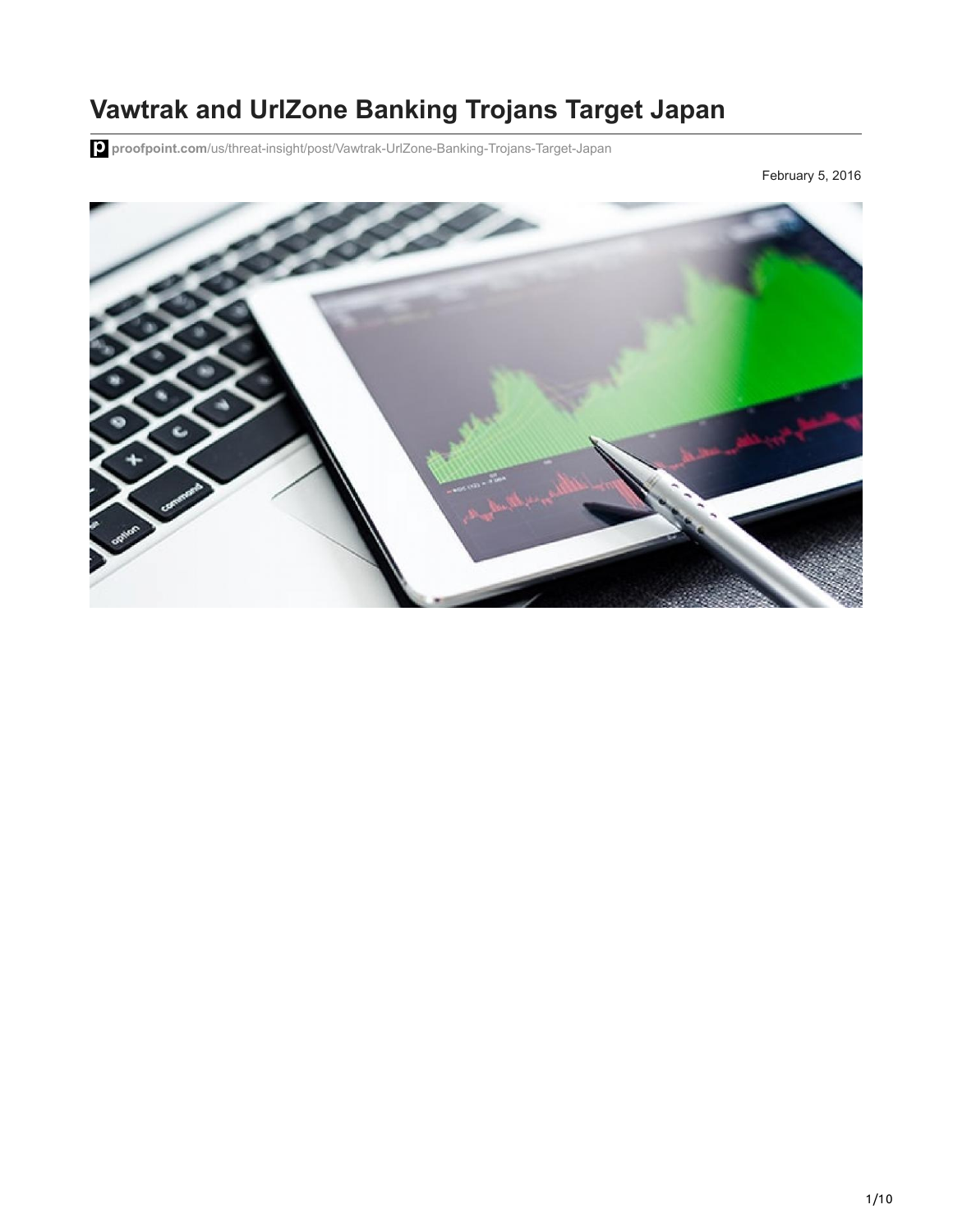# Vawtrak and UrlZone Banking Trojans Target Japan

proofpoint.com/us/threat-insight/post/Vawtrak-UrlZone-Banking-Trojans-Target-Japan

February 5, 2016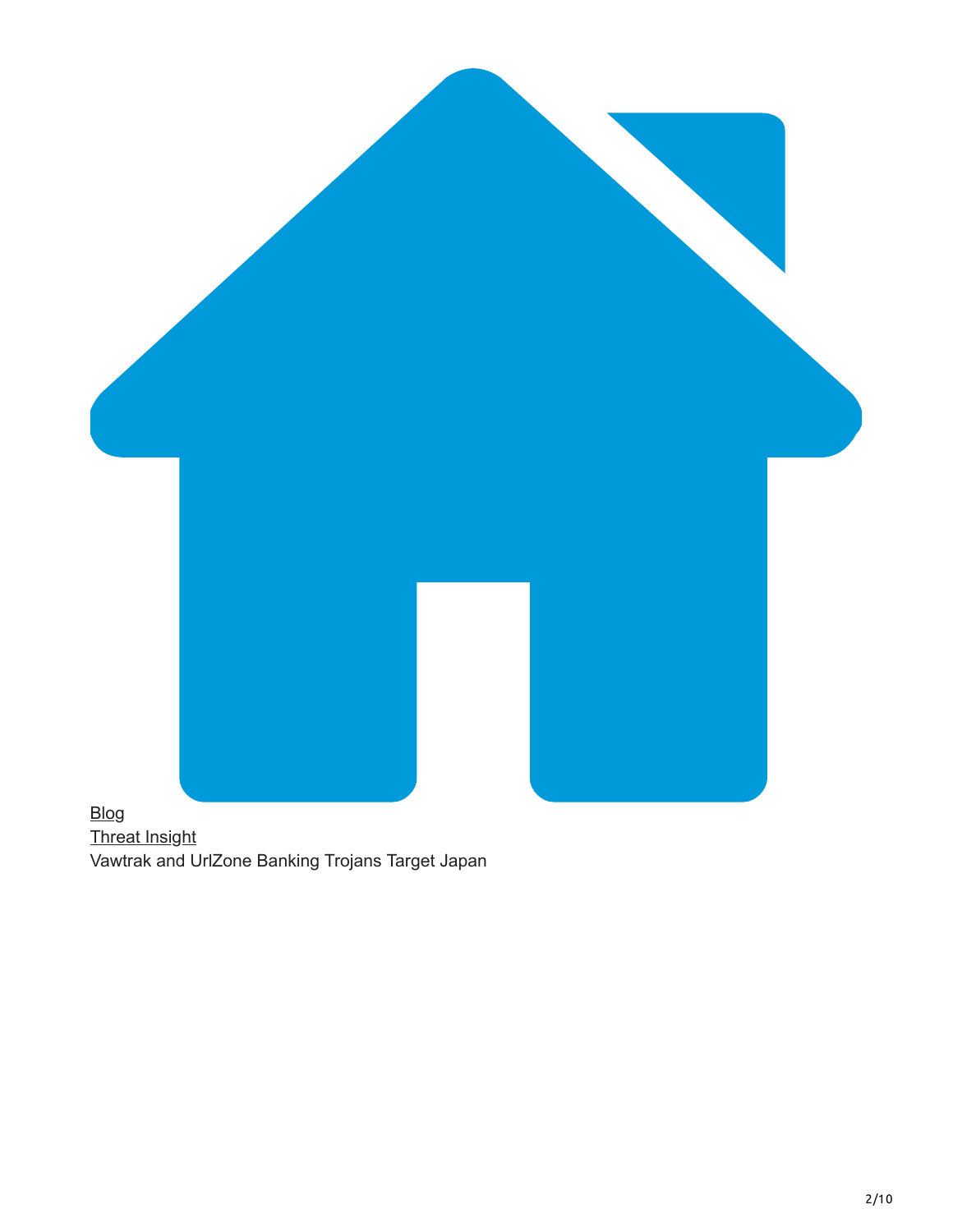[Blog](#)
[Threat Insight](#)
Vawtrak and UrlZone Banking Trojans Target Japan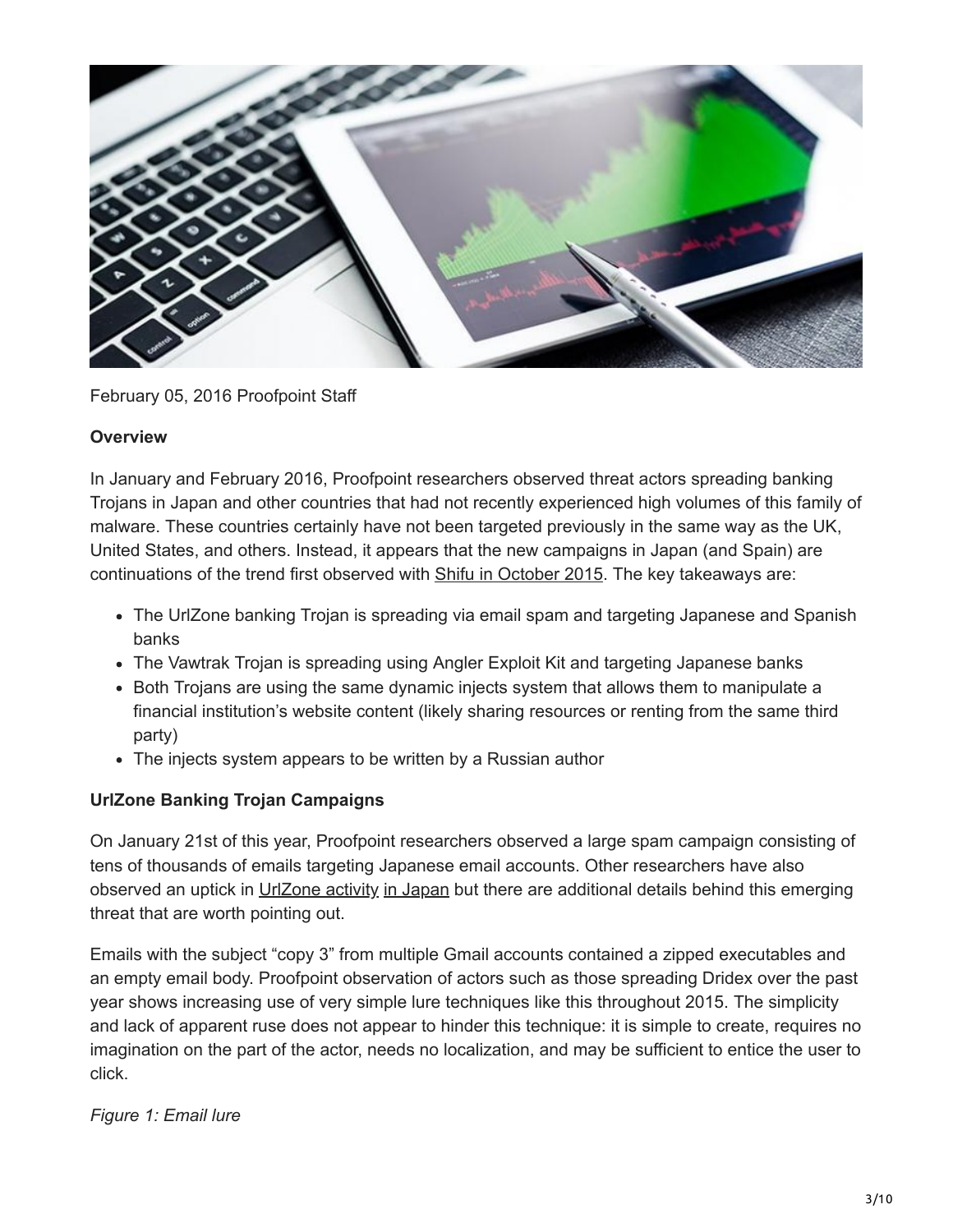February 05, 2016 Proofpoint Staff

**Overview**

In January and February 2016, Proofpoint researchers observed threat actors spreading banking Trojans in Japan and other countries that had not recently experienced high volumes of this family of malware. These countries certainly have not been targeted previously in the same way as the UK, United States, and others. Instead, it appears that the new campaigns in Japan (and Spain) are continuations of the trend first observed with Shifu in October 2015. The key takeaways are:

- The UrlZone banking Trojan is spreading via email spam and targeting Japanese and Spanish banks
- The Vawtrak Trojan is spreading using Angler Exploit Kit and targeting Japanese banks
- Both Trojans are using the same dynamic injects system that allows them to manipulate a financial institution's website content (likely sharing resources or renting from the same third party)
- The injects system appears to be written by a Russian author

**UrlZone Banking Trojan Campaigns**

On January 21st of this year, Proofpoint researchers observed a large spam campaign consisting of tens of thousands of emails targeting Japanese email accounts. Other researchers have also observed an uptick in UrlZone activity in Japan but there are additional details behind this emerging threat that are worth pointing out.

Emails with the subject "copy 3" from multiple Gmail accounts contained a zipped executables and an empty email body. Proofpoint observation of actors such as those spreading Dridex over the past year shows increasing use of very simple lure techniques like this throughout 2015. The simplicity and lack of apparent ruse does not appear to hinder this technique: it is simple to create, requires no imagination on the part of the actor, needs no localization, and may be sufficient to entice the user to click.

*Figure 1: Email lure*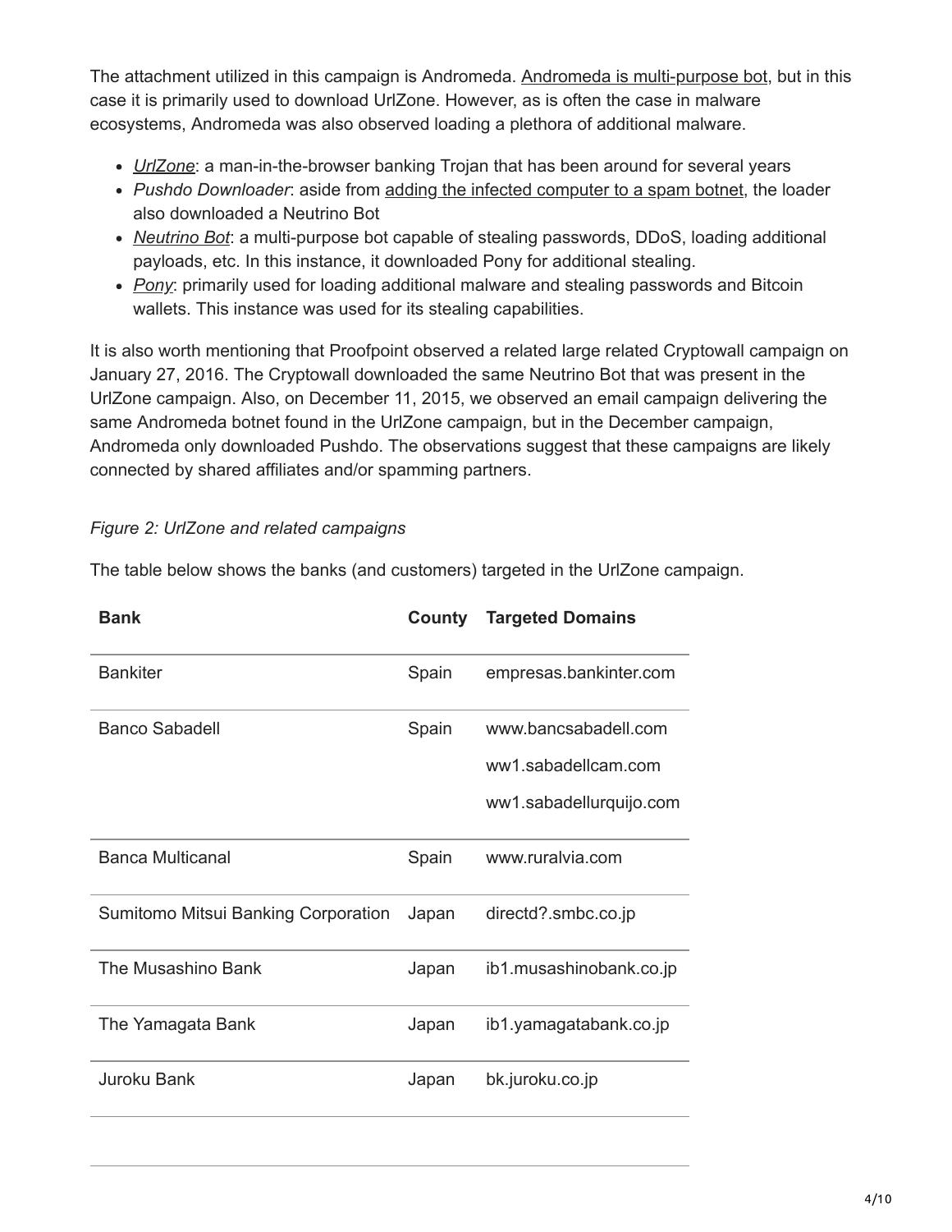The attachment utilized in this campaign is Andromeda. Andromeda is multi-purpose bot, but in this case it is primarily used to download UrlZone. However, as is often the case in malware ecosystems, Andromeda was also observed loading a plethora of additional malware.

- *UrlZone*: a man-in-the-browser banking Trojan that has been around for several years
- *Pushdo Downloader*: aside from adding the infected computer to a spam botnet, the loader also downloaded a Neutrino Bot
- *Neutrino Bot*: a multi-purpose bot capable of stealing passwords, DDoS, loading additional payloads, etc. In this instance, it downloaded Pony for additional stealing.
- *Pony*: primarily used for loading additional malware and stealing passwords and Bitcoin wallets. This instance was used for its stealing capabilities.

It is also worth mentioning that Proofpoint observed a related large related Cryptowall campaign on January 27, 2016. The Cryptowall downloaded the same Neutrino Bot that was present in the UrlZone campaign. Also, on December 11, 2015, we observed an email campaign delivering the same Andromeda botnet found in the UrlZone campaign, but in the December campaign, Andromeda only downloaded Pushdo. The observations suggest that these campaigns are likely connected by shared affiliates and/or spamming partners.

*Figure 2: UrlZone and related campaigns*

The table below shows the banks (and customers) targeted in the UrlZone campaign.

| Bank | County | Targeted Domains |
|---|---|---|
| Bankiter | Spain | empresas.bankinter.com |
| Banco Sabadell | Spain | www.bancsabadell.com<br>ww1.sabadellcam.com<br>ww1.sabadellurquijo.com |
| Banca Multicanal | Spain | www.ruralvia.com |
| Sumitomo Mitsui Banking Corporation | Japan | directd?.smbc.co.jp |
| The Musashino Bank | Japan | ib1.musashinobank.co.jp |
| The Yamagata Bank | Japan | ib1.yamagatabank.co.jp |
| Juroku Bank | Japan | bk.juroku.co.jp |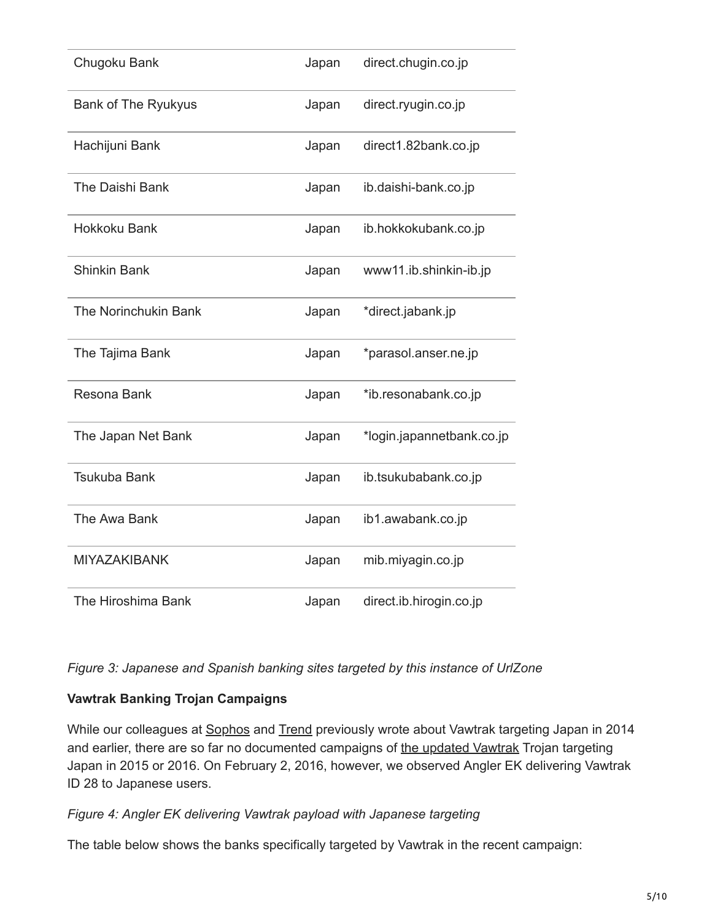| | | |
|---|---|---|
| Chugoku Bank | Japan | direct.chugin.co.jp |
| Bank of The Ryukyus | Japan | direct.ryugin.co.jp |
| Hachijuni Bank | Japan | direct1.82bank.co.jp |
| The Daishi Bank | Japan | ib.daishi-bank.co.jp |
| Hokkoku Bank | Japan | ib.hokkokubank.co.jp |
| Shinkin Bank | Japan | www11.ib.shinkin-ib.jp |
| The Norinchukin Bank | Japan | *direct.jabank.jp |
| The Tajima Bank | Japan | *parasol.anser.ne.jp |
| Resona Bank | Japan | *ib.resonabank.co.jp |
| The Japan Net Bank | Japan | *login.japannetbank.co.jp |
| Tsukuba Bank | Japan | ib.tsukubabank.co.jp |
| The Awa Bank | Japan | ib1.awabank.co.jp |
| MIYAZAKIBANK | Japan | mib.miyagin.co.jp |
| The Hiroshima Bank | Japan | direct.ib.hirogin.co.jp |

*Figure 3: Japanese and Spanish banking sites targeted by this instance of UrlZone*

**Vawtrak Banking Trojan Campaigns**

While our colleagues at Sophos and Trend previously wrote about Vawtrak targeting Japan in 2014 and earlier, there are so far no documented campaigns of the updated Vawtrak Trojan targeting Japan in 2015 or 2016. On February 2, 2016, however, we observed Angler EK delivering Vawtrak ID 28 to Japanese users.

*Figure 4: Angler EK delivering Vawtrak payload with Japanese targeting*

The table below shows the banks specifically targeted by Vawtrak in the recent campaign: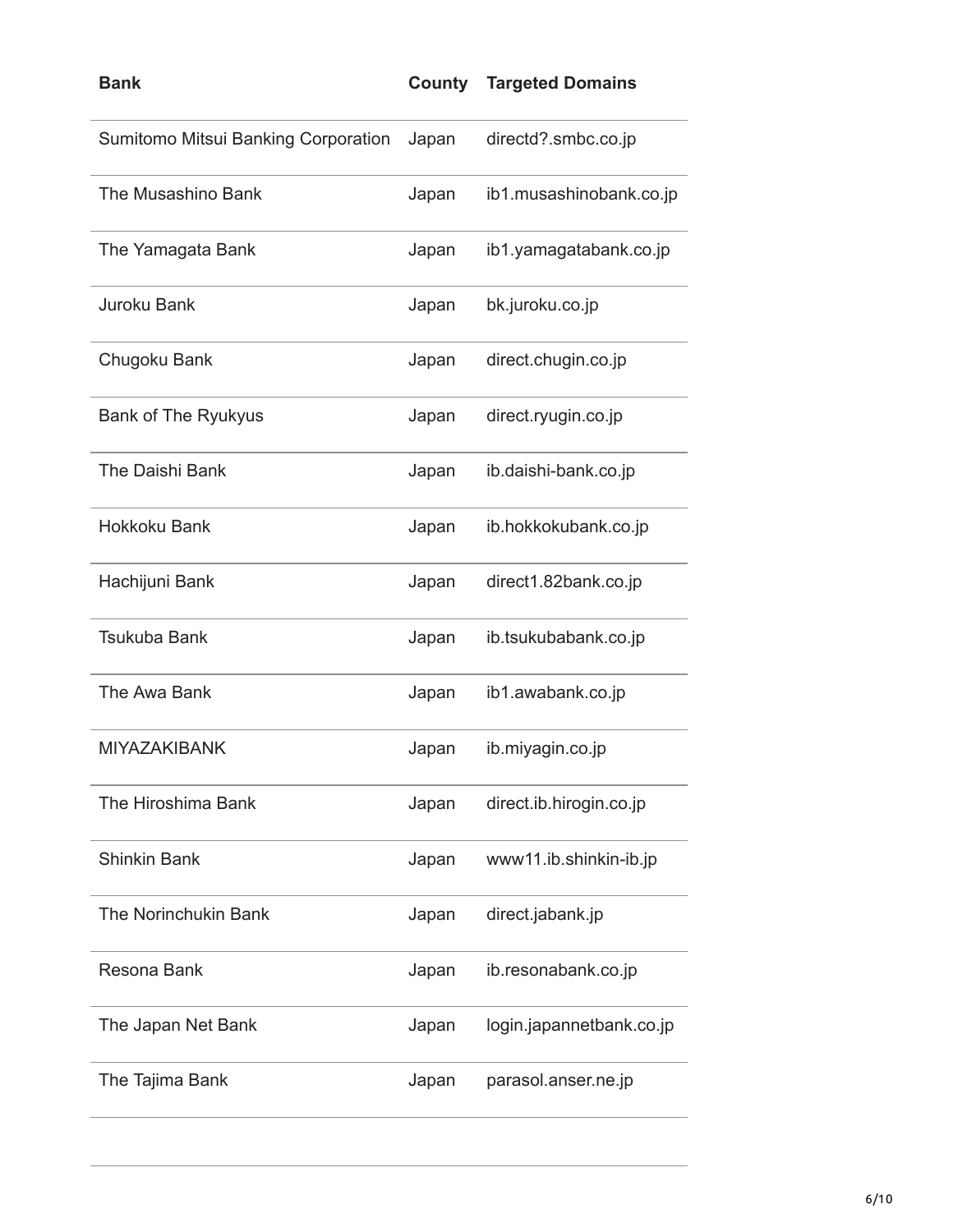| Bank | County | Targeted Domains |
|---|---|---|
| Sumitomo Mitsui Banking Corporation | Japan | directd?.smbc.co.jp |
| The Musashino Bank | Japan | ib1.musashinobank.co.jp |
| The Yamagata Bank | Japan | ib1.yamagatabank.co.jp |
| Juroku Bank | Japan | bk.juroku.co.jp |
| Chugoku Bank | Japan | direct.chugin.co.jp |
| Bank of The Ryukyus | Japan | direct.ryugin.co.jp |
| The Daishi Bank | Japan | ib.daishi-bank.co.jp |
| Hokkoku Bank | Japan | ib.hokkokubank.co.jp |
| Hachijuni Bank | Japan | direct1.82bank.co.jp |
| Tsukuba Bank | Japan | ib.tsukubabank.co.jp |
| The Awa Bank | Japan | ib1.awabank.co.jp |
| MIYAZAKIBANK | Japan | ib.miyagin.co.jp |
| The Hiroshima Bank | Japan | direct.ib.hirogin.co.jp |
| Shinkin Bank | Japan | www11.ib.shinkin-ib.jp |
| The Norinchukin Bank | Japan | direct.jabank.jp |
| Resona Bank | Japan | ib.resonabank.co.jp |
| The Japan Net Bank | Japan | login.japannetbank.co.jp |
| The Tajima Bank | Japan | parasol.anser.ne.jp |
| | | |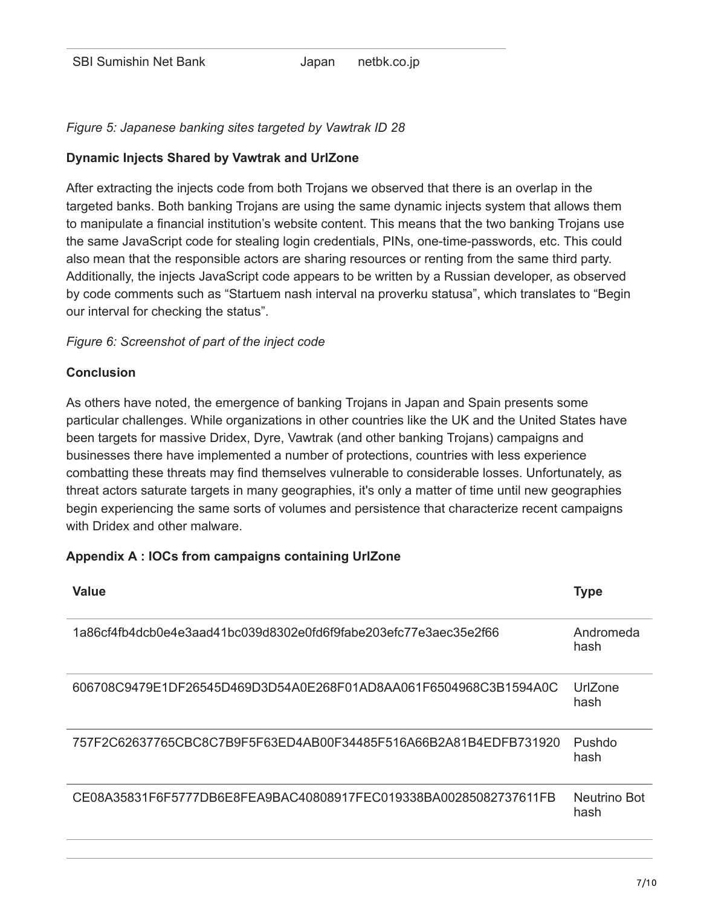| SBI Sumishin Net Bank | Japan | netbk.co.jp |
|---|---|---|

*Figure 5: Japanese banking sites targeted by Vawtrak ID 28*

**Dynamic Injects Shared by Vawtrak and UrlZone**

After extracting the injects code from both Trojans we observed that there is an overlap in the targeted banks. Both banking Trojans are using the same dynamic injects system that allows them to manipulate a financial institution's website content. This means that the two banking Trojans use the same JavaScript code for stealing login credentials, PINs, one-time-passwords, etc. This could also mean that the responsible actors are sharing resources or renting from the same third party. Additionally, the injects JavaScript code appears to be written by a Russian developer, as observed by code comments such as "Startuem nash interval na proverku statusa", which translates to "Begin our interval for checking the status".

*Figure 6: Screenshot of part of the inject code*

**Conclusion**

As others have noted, the emergence of banking Trojans in Japan and Spain presents some particular challenges. While organizations in other countries like the UK and the United States have been targets for massive Dridex, Dyre, Vawtrak (and other banking Trojans) campaigns and businesses there have implemented a number of protections, countries with less experience combatting these threats may find themselves vulnerable to considerable losses. Unfortunately, as threat actors saturate targets in many geographies, it's only a matter of time until new geographies begin experiencing the same sorts of volumes and persistence that characterize recent campaigns with Dridex and other malware.

**Appendix A : IOCs from campaigns containing UrlZone**

| Value | Type |
|---|---|
| 1a86cf4fb4dcb0e4e3aad41bc039d8302e0fd6f9fabe203efc77e3aec35e2f66 | Andromeda hash |
| 606708C9479E1DF26545D469D3D54A0E268F01AD8AA061F6504968C3B1594A0C | UrlZone hash |
| 757F2C62637765CBC8C7B9F5F63ED4AB00F34485F516A66B2A81B4EDFB731920 | Pushdo hash |
| CE08A35831F6F5777DB6E8FEA9BAC40808917FEC019338BA00285082737611FB | Neutrino Bot hash |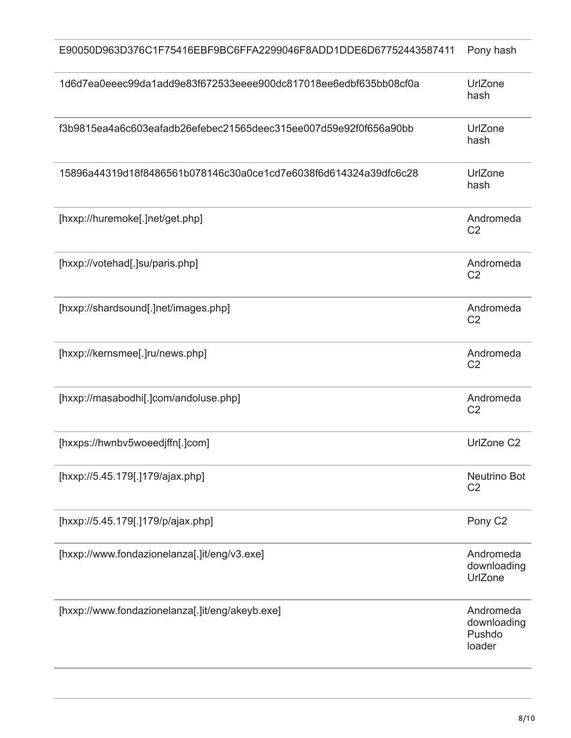| | |
|---|---|
| E90050D963D376C1F75416EBF9BC6FFA2299046F8ADD1DDE6D67752443587411 | Pony hash |
| 1d6d7ea0eeec99da1add9e83f672533eeee900dc817018ee6edbf635bb08cf0a | UrlZone hash |
| f3b9815ea4a6c603eafadb26efebec21565deec315ee007d59e92f0f656a90bb | UrlZone hash |
| 15896a44319d18f8486561b078146c30a0ce1cd7e6038f6d614324a39dfc6c28 | UrlZone hash |
| [hxxp://huremoke[.]net/get.php] | Andromeda C2 |
| [hxxp://votehad[.]su/paris.php] | Andromeda C2 |
| [hxxp://shardsound[.]net/images.php] | Andromeda C2 |
| [hxxp://kernsmee[.]ru/news.php] | Andromeda C2 |
| [hxxp://masabodhi[.]com/andoluse.php] | Andromeda C2 |
| [hxxps://hwnbv5woeedjffn[.]com] | UrlZone C2 |
| [hxxp://5.45.179[.]179/ajax.php] | Neutrino Bot C2 |
| [hxxp://5.45.179[.]179/p/ajax.php] | Pony C2 |
| [hxxp://www.fondazionelanza[.]it/eng/v3.exe] | Andromeda downloading UrlZone |
| [hxxp://www.fondazionelanza[.]it/eng/akeyb.exe] | Andromeda downloading Pushdo loader |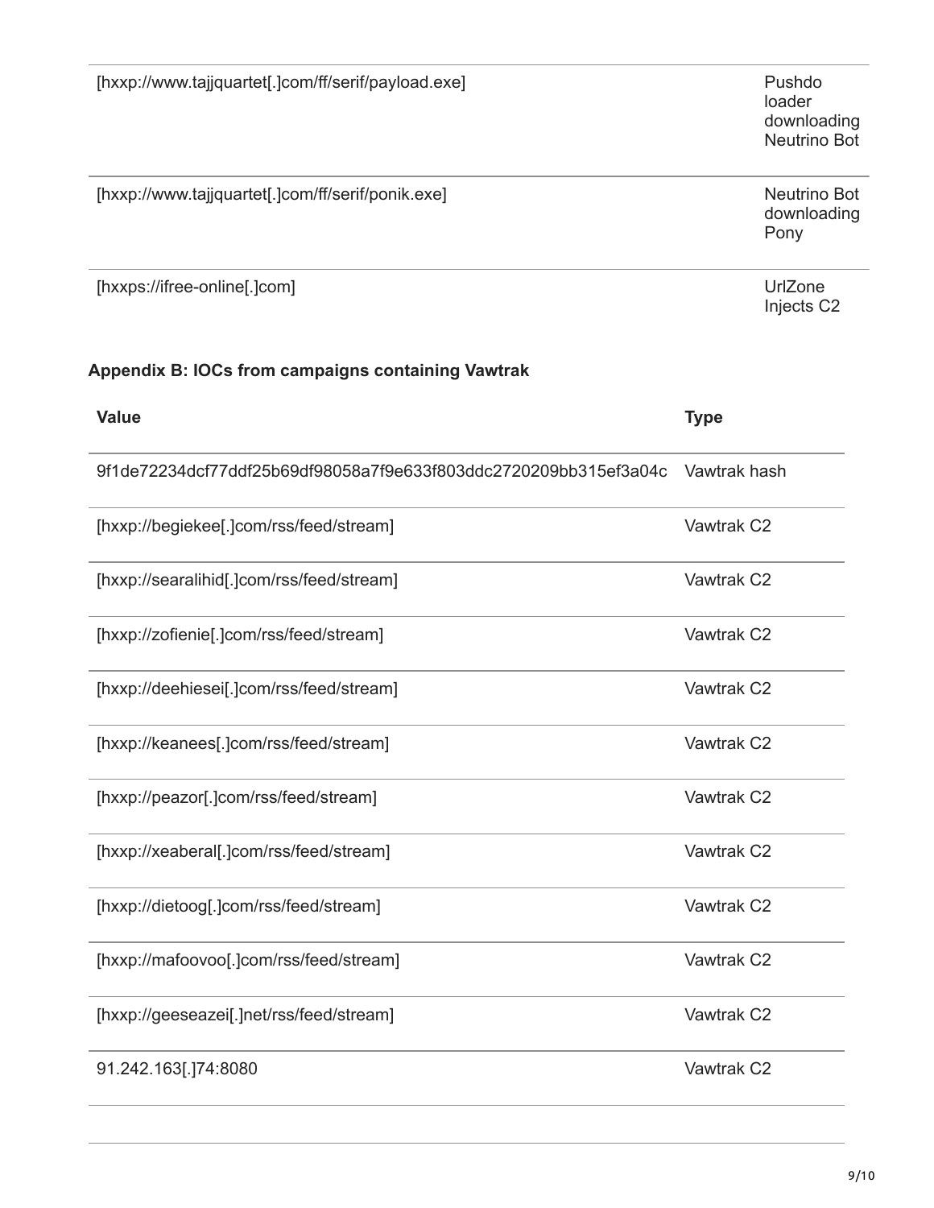| | |
|---|---|
| [hxxp://www.tajjquartet[.]com/ff/serif/payload.exe] | Pushdo loader downloading Neutrino Bot |
| [hxxp://www.tajjquartet[.]com/ff/serif/ponik.exe] | Neutrino Bot downloading Pony |
| [hxxps://ifree-online[.]com] | UrlZone Injects C2 |

### Appendix B: IOCs from campaigns containing Vawtrak

| Value | Type |
|---|---|
| 9f1de72234dcf77ddf25b69df98058a7f9e633f803ddc2720209bb315ef3a04c | Vawtrak hash |
| [hxxp://begiekee[.]com/rss/feed/stream] | Vawtrak C2 |
| [hxxp://searalihid[.]com/rss/feed/stream] | Vawtrak C2 |
| [hxxp://zofienie[.]com/rss/feed/stream] | Vawtrak C2 |
| [hxxp://deehiesei[.]com/rss/feed/stream] | Vawtrak C2 |
| [hxxp://keanees[.]com/rss/feed/stream] | Vawtrak C2 |
| [hxxp://peazor[.]com/rss/feed/stream] | Vawtrak C2 |
| [hxxp://xeaberal[.]com/rss/feed/stream] | Vawtrak C2 |
| [hxxp://dietoog[.]com/rss/feed/stream] | Vawtrak C2 |
| [hxxp://mafoovoo[.]com/rss/feed/stream] | Vawtrak C2 |
| [hxxp://geeseazei[.]net/rss/feed/stream] | Vawtrak C2 |
| 91.242.163[.]74:8080 | Vawtrak C2 |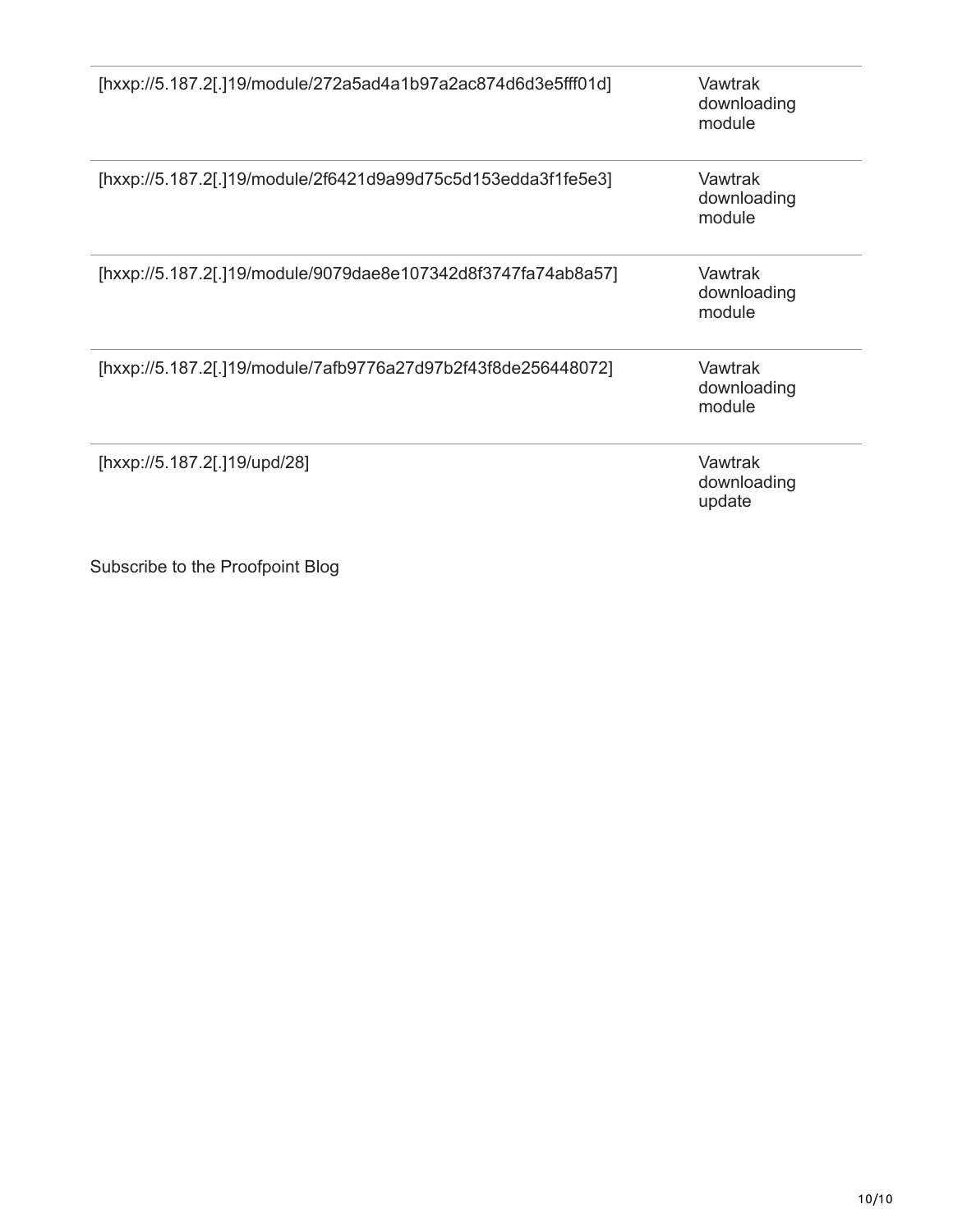| | |
|---|---|
| [hxxp://5.187.2[.]19/module/272a5ad4a1b97a2ac874d6d3e5fff01d] | Vawtrak downloading module |
| [hxxp://5.187.2[.]19/module/2f6421d9a99d75c5d153edda3f1fe5e3] | Vawtrak downloading module |
| [hxxp://5.187.2[.]19/module/9079dae8e107342d8f3747fa74ab8a57] | Vawtrak downloading module |
| [hxxp://5.187.2[.]19/module/7afb9776a27d97b2f43f8de256448072] | Vawtrak downloading module |
| [hxxp://5.187.2[.]19/upd/28] | Vawtrak downloading update |

Subscribe to the Proofpoint Blog